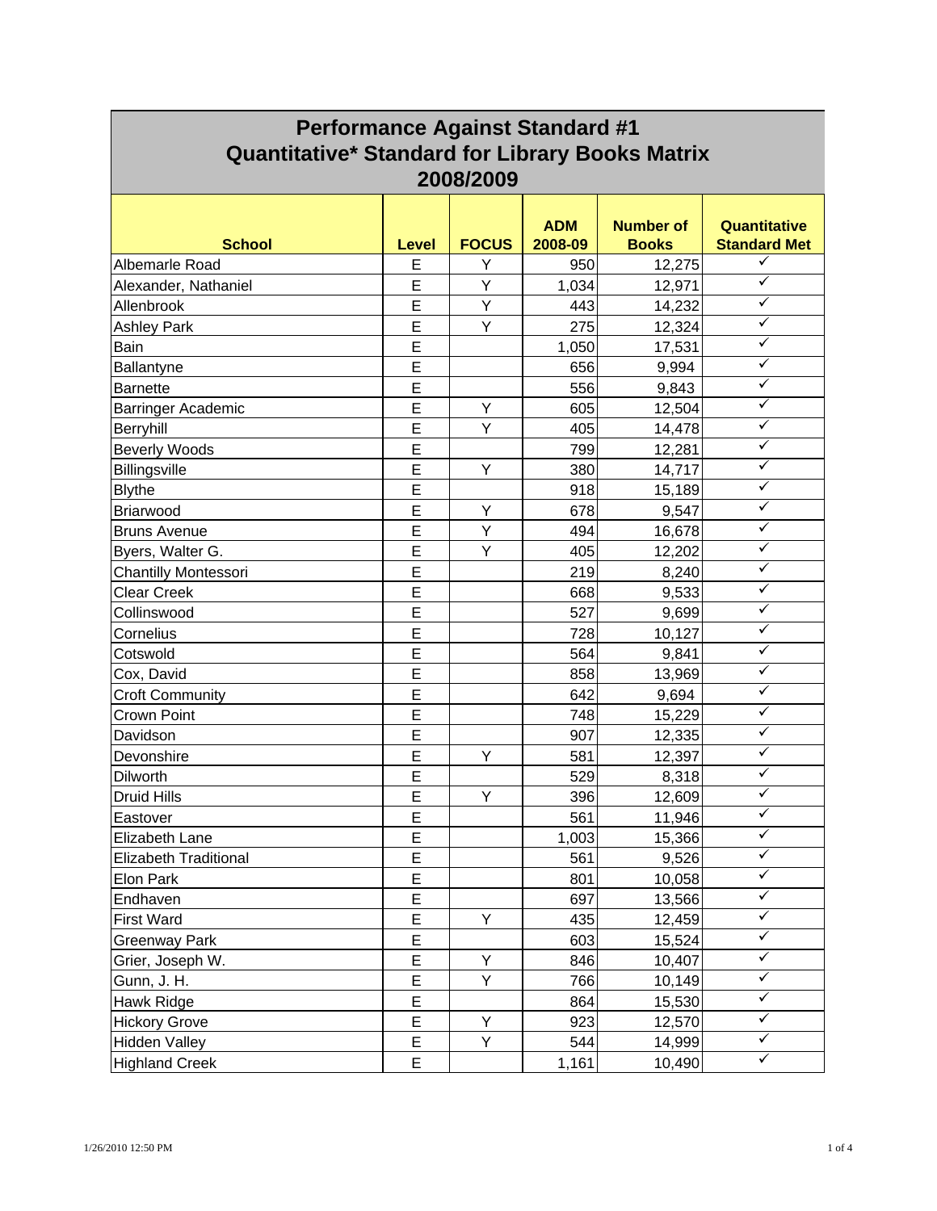# Performance Against Standard #1
# Quantitative* Standard for Library Books Matrix
# 2008/2009

| School | Level | FOCUS | ADM 2008-09 | Number of Books | Quantitative Standard Met |
|---|---|---|---|---|---|
| Albemarle Road | E | Y | 950 | 12,275 | ✓ |
| Alexander, Nathaniel | E | Y | 1,034 | 12,971 | ✓ |
| Allenbrook | E | Y | 443 | 14,232 | ✓ |
| Ashley Park | E | Y | 275 | 12,324 | ✓ |
| Bain | E | | 1,050 | 17,531 | ✓ |
| Ballantyne | E | | 656 | 9,994 | ✓ |
| Barnette | E | | 556 | 9,843 | ✓ |
| Barringer Academic | E | Y | 605 | 12,504 | ✓ |
| Berryhill | E | Y | 405 | 14,478 | ✓ |
| Beverly Woods | E | | 799 | 12,281 | ✓ |
| Billingsville | E | Y | 380 | 14,717 | ✓ |
| Blythe | E | | 918 | 15,189 | ✓ |
| Briarwood | E | Y | 678 | 9,547 | ✓ |
| Bruns Avenue | E | Y | 494 | 16,678 | ✓ |
| Byers, Walter G. | E | Y | 405 | 12,202 | ✓ |
| Chantilly Montessori | E | | 219 | 8,240 | ✓ |
| Clear Creek | E | | 668 | 9,533 | ✓ |
| Collinswood | E | | 527 | 9,699 | ✓ |
| Cornelius | E | | 728 | 10,127 | ✓ |
| Cotswold | E | | 564 | 9,841 | ✓ |
| Cox, David | E | | 858 | 13,969 | ✓ |
| Croft Community | E | | 642 | 9,694 | ✓ |
| Crown Point | E | | 748 | 15,229 | ✓ |
| Davidson | E | | 907 | 12,335 | ✓ |
| Devonshire | E | Y | 581 | 12,397 | ✓ |
| Dilworth | E | | 529 | 8,318 | ✓ |
| Druid Hills | E | Y | 396 | 12,609 | ✓ |
| Eastover | E | | 561 | 11,946 | ✓ |
| Elizabeth Lane | E | | 1,003 | 15,366 | ✓ |
| Elizabeth Traditional | E | | 561 | 9,526 | ✓ |
| Elon Park | E | | 801 | 10,058 | ✓ |
| Endhaven | E | | 697 | 13,566 | ✓ |
| First Ward | E | Y | 435 | 12,459 | ✓ |
| Greenway Park | E | | 603 | 15,524 | ✓ |
| Grier, Joseph W. | E | Y | 846 | 10,407 | ✓ |
| Gunn, J. H. | E | Y | 766 | 10,149 | ✓ |
| Hawk Ridge | E | | 864 | 15,530 | ✓ |
| Hickory Grove | E | Y | 923 | 12,570 | ✓ |
| Hidden Valley | E | Y | 544 | 14,999 | ✓ |
| Highland Creek | E | | 1,161 | 10,490 | ✓ |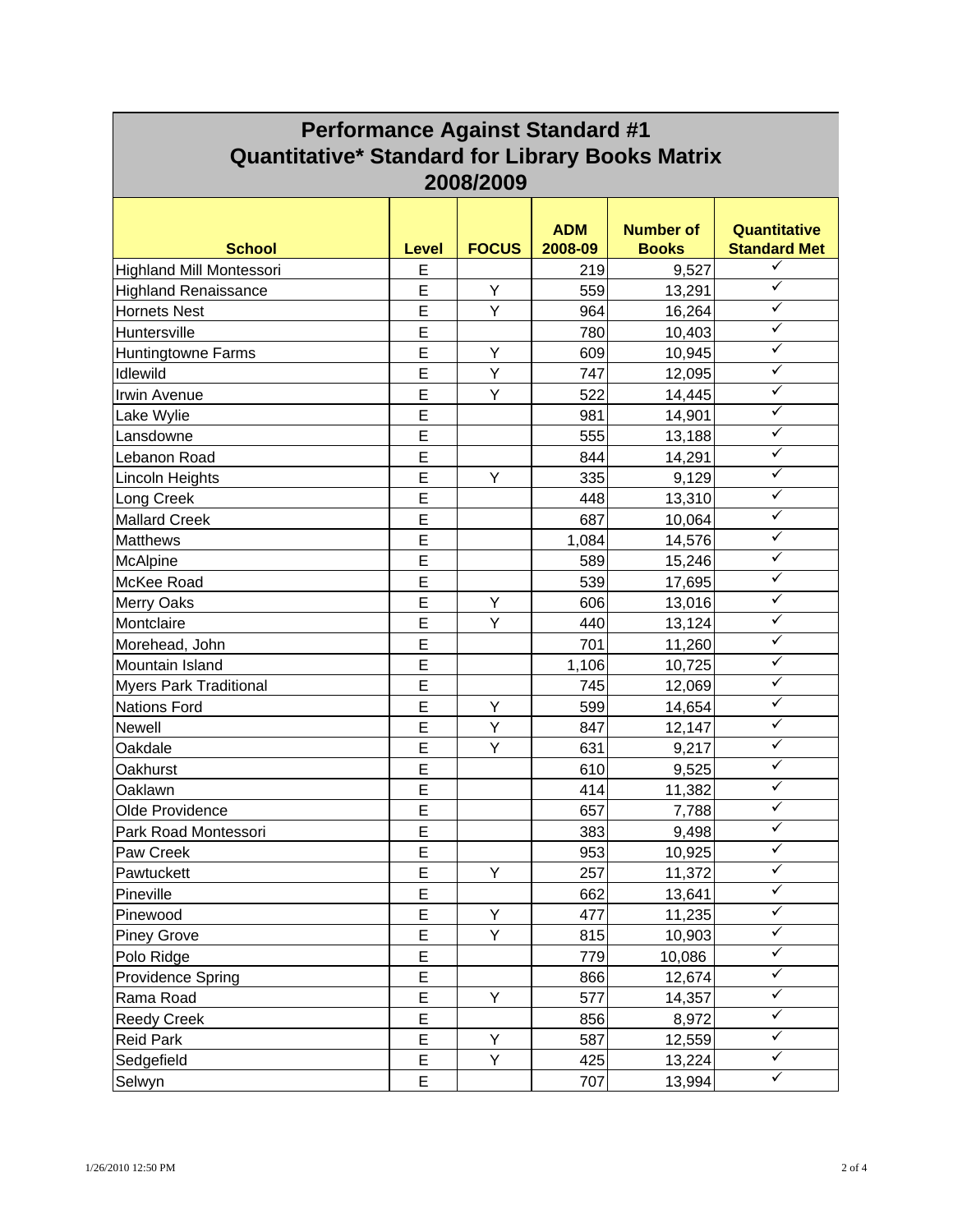## Performance Against Standard #1
## Quantitative* Standard for Library Books Matrix
## 2008/2009

| School | Level | FOCUS | ADM 2008-09 | Number of Books | Quantitative Standard Met |
|---|---|---|---|---|---|
| Highland Mill Montessori | E | | 219 | 9,527 | ✓ |
| Highland Renaissance | E | Y | 559 | 13,291 | ✓ |
| Hornets Nest | E | Y | 964 | 16,264 | ✓ |
| Huntersville | E | | 780 | 10,403 | ✓ |
| Huntingtowne Farms | E | Y | 609 | 10,945 | ✓ |
| Idlewild | E | Y | 747 | 12,095 | ✓ |
| Irwin Avenue | E | Y | 522 | 14,445 | ✓ |
| Lake Wylie | E | | 981 | 14,901 | ✓ |
| Lansdowne | E | | 555 | 13,188 | ✓ |
| Lebanon Road | E | | 844 | 14,291 | ✓ |
| Lincoln Heights | E | Y | 335 | 9,129 | ✓ |
| Long Creek | E | | 448 | 13,310 | ✓ |
| Mallard Creek | E | | 687 | 10,064 | ✓ |
| Matthews | E | | 1,084 | 14,576 | ✓ |
| McAlpine | E | | 589 | 15,246 | ✓ |
| McKee Road | E | | 539 | 17,695 | ✓ |
| Merry Oaks | E | Y | 606 | 13,016 | ✓ |
| Montclaire | E | Y | 440 | 13,124 | ✓ |
| Morehead, John | E | | 701 | 11,260 | ✓ |
| Mountain Island | E | | 1,106 | 10,725 | ✓ |
| Myers Park Traditional | E | | 745 | 12,069 | ✓ |
| Nations Ford | E | Y | 599 | 14,654 | ✓ |
| Newell | E | Y | 847 | 12,147 | ✓ |
| Oakdale | E | Y | 631 | 9,217 | ✓ |
| Oakhurst | E | | 610 | 9,525 | ✓ |
| Oaklawn | E | | 414 | 11,382 | ✓ |
| Olde Providence | E | | 657 | 7,788 | ✓ |
| Park Road Montessori | E | | 383 | 9,498 | ✓ |
| Paw Creek | E | | 953 | 10,925 | ✓ |
| Pawtuckett | E | Y | 257 | 11,372 | ✓ |
| Pineville | E | | 662 | 13,641 | ✓ |
| Pinewood | E | Y | 477 | 11,235 | ✓ |
| Piney Grove | E | Y | 815 | 10,903 | ✓ |
| Polo Ridge | E | | 779 | 10,086 | ✓ |
| Providence Spring | E | | 866 | 12,674 | ✓ |
| Rama Road | E | Y | 577 | 14,357 | ✓ |
| Reedy Creek | E | | 856 | 8,972 | ✓ |
| Reid Park | E | Y | 587 | 12,559 | ✓ |
| Sedgefield | E | Y | 425 | 13,224 | ✓ |
| Selwyn | E | | 707 | 13,994 | ✓ |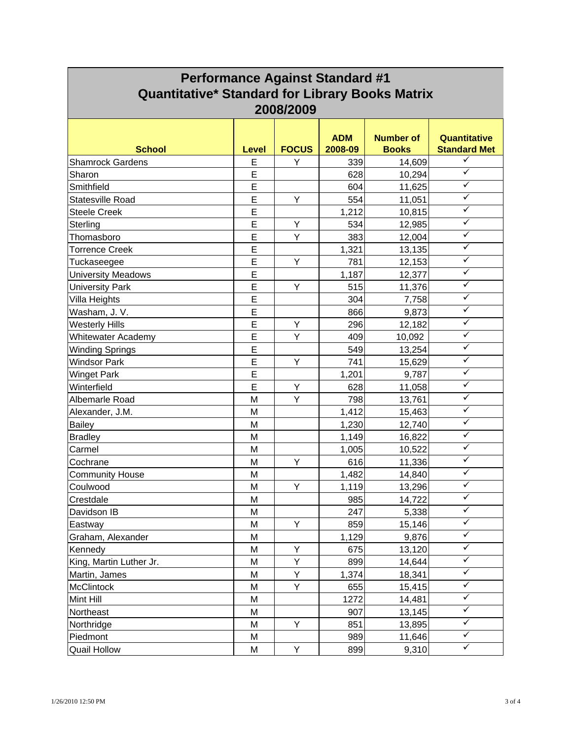# Performance Against Standard #1
## Quantitative* Standard for Library Books Matrix
## 2008/2009

| School | Level | FOCUS | ADM 2008-09 | Number of Books | Quantitative Standard Met |
|---|---|---|---|---|---|
| Shamrock Gardens | E | Y | 339 | 14,609 | ✓ |
| Sharon | E | | 628 | 10,294 | ✓ |
| Smithfield | E | | 604 | 11,625 | ✓ |
| Statesville Road | E | Y | 554 | 11,051 | ✓ |
| Steele Creek | E | | 1,212 | 10,815 | ✓ |
| Sterling | E | Y | 534 | 12,985 | ✓ |
| Thomasboro | E | Y | 383 | 12,004 | ✓ |
| Torrence Creek | E | | 1,321 | 13,135 | ✓ |
| Tuckaseegee | E | Y | 781 | 12,153 | ✓ |
| University Meadows | E | | 1,187 | 12,377 | ✓ |
| University Park | E | Y | 515 | 11,376 | ✓ |
| Villa Heights | E | | 304 | 7,758 | ✓ |
| Washam, J. V. | E | | 866 | 9,873 | ✓ |
| Westerly Hills | E | Y | 296 | 12,182 | ✓ |
| Whitewater Academy | E | Y | 409 | 10,092 | ✓ |
| Winding Springs | E | | 549 | 13,254 | ✓ |
| Windsor Park | E | Y | 741 | 15,629 | ✓ |
| Winget Park | E | | 1,201 | 9,787 | ✓ |
| Winterfield | E | Y | 628 | 11,058 | ✓ |
| Albemarle Road | M | Y | 798 | 13,761 | ✓ |
| Alexander, J.M. | M | | 1,412 | 15,463 | ✓ |
| Bailey | M | | 1,230 | 12,740 | ✓ |
| Bradley | M | | 1,149 | 16,822 | ✓ |
| Carmel | M | | 1,005 | 10,522 | ✓ |
| Cochrane | M | Y | 616 | 11,336 | ✓ |
| Community House | M | | 1,482 | 14,840 | ✓ |
| Coulwood | M | Y | 1,119 | 13,296 | ✓ |
| Crestdale | M | | 985 | 14,722 | ✓ |
| Davidson IB | M | | 247 | 5,338 | ✓ |
| Eastway | M | Y | 859 | 15,146 | ✓ |
| Graham, Alexander | M | | 1,129 | 9,876 | ✓ |
| Kennedy | M | Y | 675 | 13,120 | ✓ |
| King, Martin Luther Jr. | M | Y | 899 | 14,644 | ✓ |
| Martin, James | M | Y | 1,374 | 18,341 | ✓ |
| McClintock | M | Y | 655 | 15,415 | ✓ |
| Mint Hill | M | | 1272 | 14,481 | ✓ |
| Northeast | M | | 907 | 13,145 | ✓ |
| Northridge | M | Y | 851 | 13,895 | ✓ |
| Piedmont | M | | 989 | 11,646 | ✓ |
| Quail Hollow | M | Y | 899 | 9,310 | ✓ |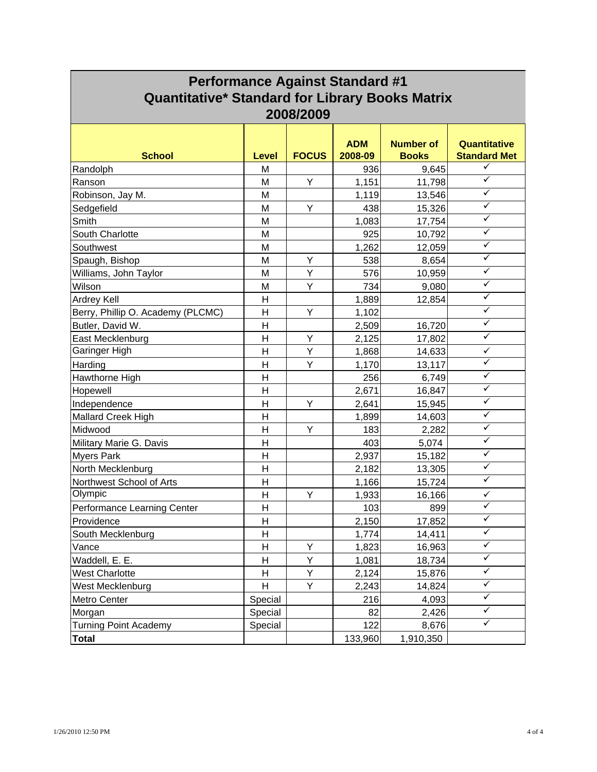# Performance Against Standard #1
# Quantitative* Standard for Library Books Matrix
# 2008/2009

| School | Level | FOCUS | ADM 2008-09 | Number of Books | Quantitative Standard Met |
|---|---|---|---|---|---|
| Randolph | M | | 936 | 9,645 | ✓ |
| Ranson | M | Y | 1,151 | 11,798 | ✓ |
| Robinson, Jay M. | M | | 1,119 | 13,546 | ✓ |
| Sedgefield | M | Y | 438 | 15,326 | ✓ |
| Smith | M | | 1,083 | 17,754 | ✓ |
| South Charlotte | M | | 925 | 10,792 | ✓ |
| Southwest | M | | 1,262 | 12,059 | ✓ |
| Spaugh, Bishop | M | Y | 538 | 8,654 | ✓ |
| Williams, John Taylor | M | Y | 576 | 10,959 | ✓ |
| Wilson | M | Y | 734 | 9,080 | ✓ |
| Ardrey Kell | H | | 1,889 | 12,854 | ✓ |
| Berry, Phillip O. Academy (PLCMC) | H | Y | 1,102 | | ✓ |
| Butler, David W. | H | | 2,509 | 16,720 | ✓ |
| East Mecklenburg | H | Y | 2,125 | 17,802 | ✓ |
| Garinger High | H | Y | 1,868 | 14,633 | ✓ |
| Harding | H | Y | 1,170 | 13,117 | ✓ |
| Hawthorne High | H | | 256 | 6,749 | ✓ |
| Hopewell | H | | 2,671 | 16,847 | ✓ |
| Independence | H | Y | 2,641 | 15,945 | ✓ |
| Mallard Creek High | H | | 1,899 | 14,603 | ✓ |
| Midwood | H | Y | 183 | 2,282 | ✓ |
| Military Marie G. Davis | H | | 403 | 5,074 | ✓ |
| Myers Park | H | | 2,937 | 15,182 | ✓ |
| North Mecklenburg | H | | 2,182 | 13,305 | ✓ |
| Northwest School of Arts | H | | 1,166 | 15,724 | ✓ |
| Olympic | H | Y | 1,933 | 16,166 | ✓ |
| Performance Learning Center | H | | 103 | 899 | ✓ |
| Providence | H | | 2,150 | 17,852 | ✓ |
| South Mecklenburg | H | | 1,774 | 14,411 | ✓ |
| Vance | H | Y | 1,823 | 16,963 | ✓ |
| Waddell, E. E. | H | Y | 1,081 | 18,734 | ✓ |
| West Charlotte | H | Y | 2,124 | 15,876 | ✓ |
| West Mecklenburg | H | Y | 2,243 | 14,824 | ✓ |
| Metro Center | Special | | 216 | 4,093 | ✓ |
| Morgan | Special | | 82 | 2,426 | ✓ |
| Turning Point Academy | Special | | 122 | 8,676 | ✓ |
| **Total** | | | 133,960 | 1,910,350 | |

1/26/2010 12:50 PM